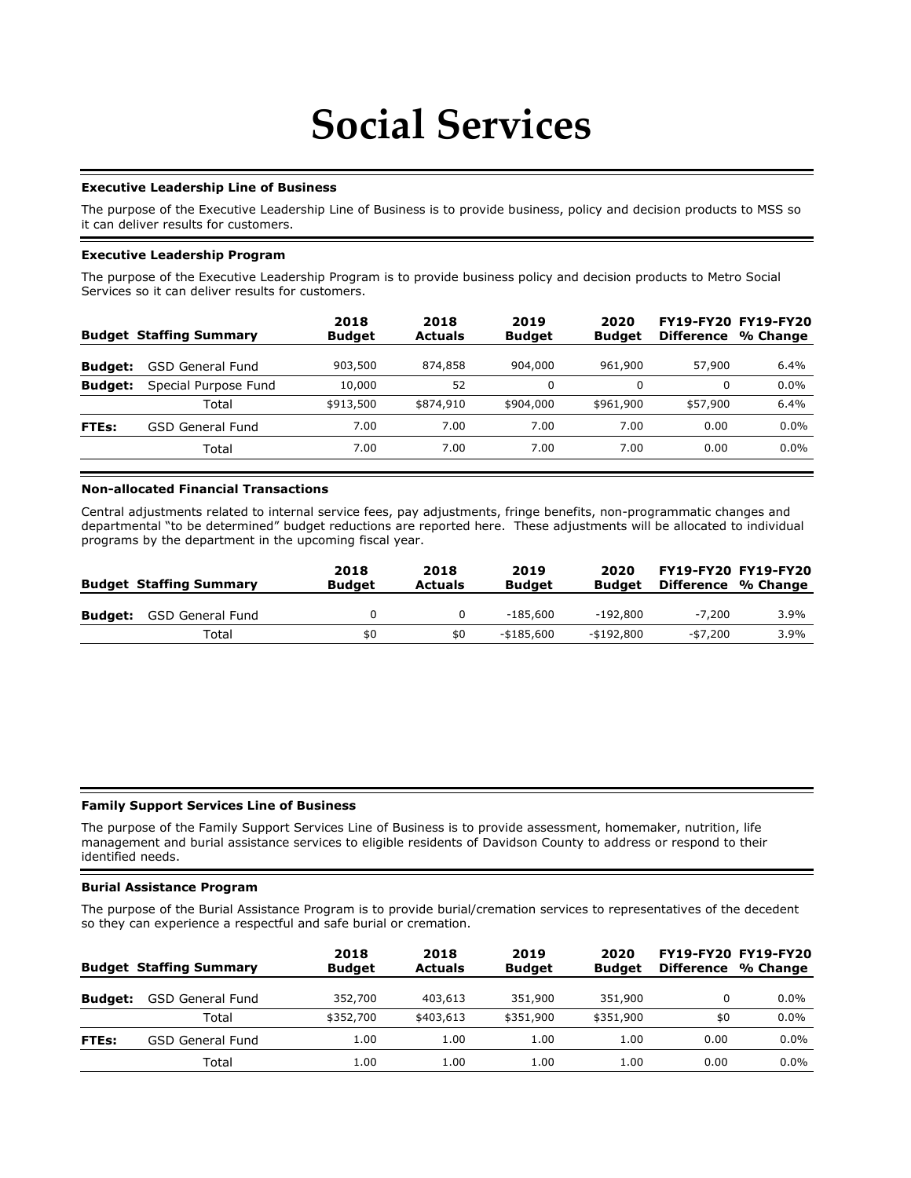# Social Services

**Executive Leadership Line of Business**

The purpose of the Executive Leadership Line of Business is to provide business, policy and decision products to MSS so it can deliver results for customers.

**Executive Leadership Program**

The purpose of the Executive Leadership Program is to provide business policy and decision products to Metro Social Services so it can deliver results for customers.

| Budget | Staffing Summary | 2018 Budget | 2018 Actuals | 2019 Budget | 2020 Budget | FY19-FY20 Difference | FY19-FY20 % Change |
|---|---|---|---|---|---|---|---|
| **Budget:** | GSD General Fund | 903,500 | 874,858 | 904,000 | 961,900 | 57,900 | 6.4% |
| **Budget:** | Special Purpose Fund | 10,000 | 52 | 0 | 0 | 0 | 0.0% |
| | Total | $913,500 | $874,910 | $904,000 | $961,900 | $57,900 | 6.4% |
| **FTEs:** | GSD General Fund | 7.00 | 7.00 | 7.00 | 7.00 | 0.00 | 0.0% |
| | Total | 7.00 | 7.00 | 7.00 | 7.00 | 0.00 | 0.0% |

**Non-allocated Financial Transactions**

Central adjustments related to internal service fees, pay adjustments, fringe benefits, non-programmatic changes and departmental "to be determined" budget reductions are reported here. These adjustments will be allocated to individual programs by the department in the upcoming fiscal year.

| Budget | Staffing Summary | 2018 Budget | 2018 Actuals | 2019 Budget | 2020 Budget | FY19-FY20 Difference | FY19-FY20 % Change |
|---|---|---|---|---|---|---|---|
| **Budget:** | GSD General Fund | 0 | 0 | -185,600 | -192,800 | -7,200 | 3.9% |
| | Total | $0 | $0 | -$185,600 | -$192,800 | -$7,200 | 3.9% |

**Family Support Services Line of Business**

The purpose of the Family Support Services Line of Business is to provide assessment, homemaker, nutrition, life management and burial assistance services to eligible residents of Davidson County to address or respond to their identified needs.

**Burial Assistance Program**

The purpose of the Burial Assistance Program is to provide burial/cremation services to representatives of the decedent so they can experience a respectful and safe burial or cremation.

| Budget | Staffing Summary | 2018 Budget | 2018 Actuals | 2019 Budget | 2020 Budget | FY19-FY20 Difference | FY19-FY20 % Change |
|---|---|---|---|---|---|---|---|
| **Budget:** | GSD General Fund | 352,700 | 403,613 | 351,900 | 351,900 | 0 | 0.0% |
| | Total | $352,700 | $403,613 | $351,900 | $351,900 | $0 | 0.0% |
| **FTEs:** | GSD General Fund | 1.00 | 1.00 | 1.00 | 1.00 | 0.00 | 0.0% |
| | Total | 1.00 | 1.00 | 1.00 | 1.00 | 0.00 | 0.0% |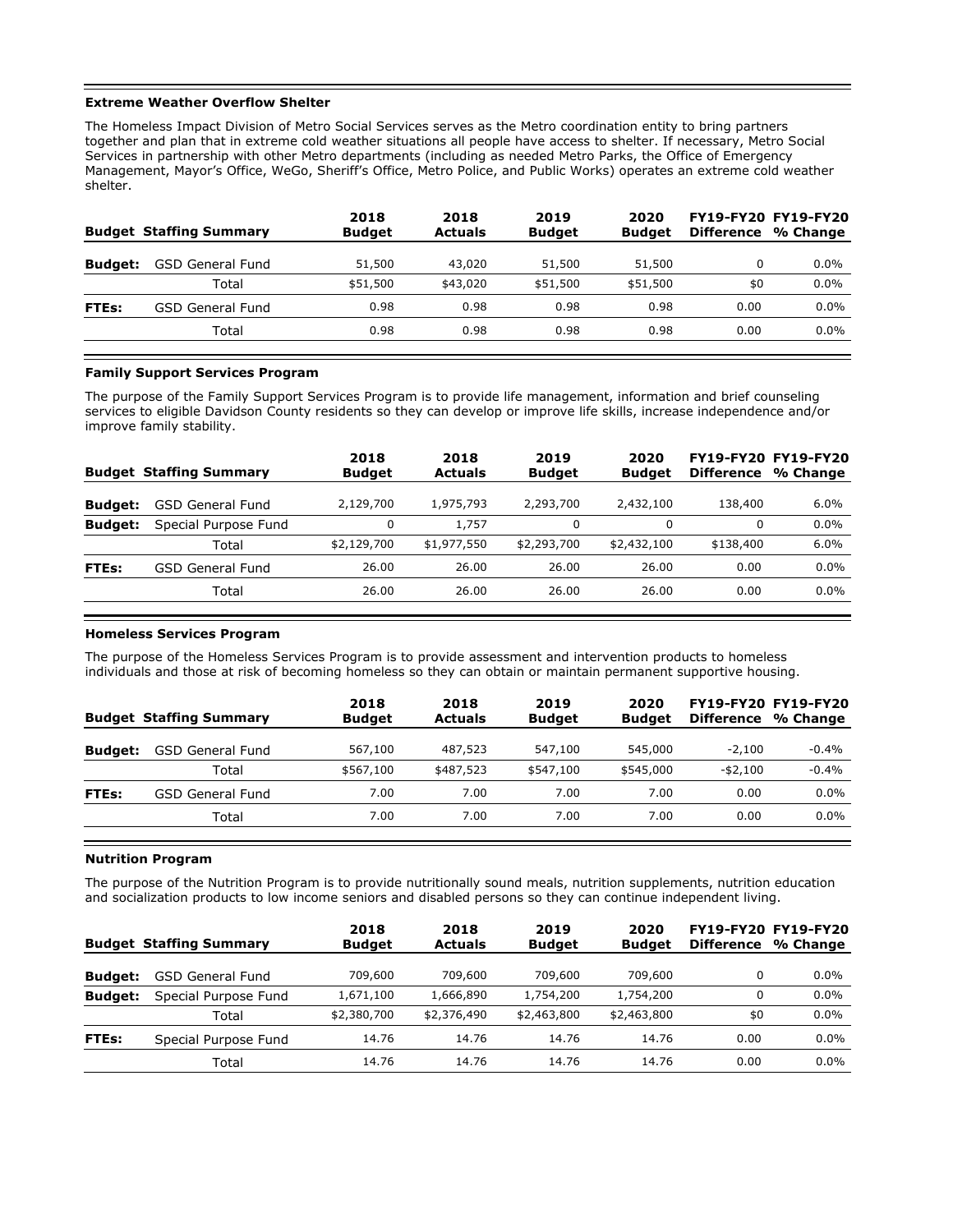#### Extreme Weather Overflow Shelter

The Homeless Impact Division of Metro Social Services serves as the Metro coordination entity to bring partners together and plan that in extreme cold weather situations all people have access to shelter. If necessary, Metro Social Services in partnership with other Metro departments (including as needed Metro Parks, the Office of Emergency Management, Mayor's Office, WeGo, Sheriff's Office, Metro Police, and Public Works) operates an extreme cold weather shelter.

| Budget | Staffing Summary | 2018 Budget | 2018 Actuals | 2019 Budget | 2020 Budget | FY19-FY20 Difference | FY19-FY20 % Change |
|---|---|---|---|---|---|---|---|
| **Budget:** | GSD General Fund | 51,500 | 43,020 | 51,500 | 51,500 | 0 | 0.0% |
| | Total | $51,500 | $43,020 | $51,500 | $51,500 | $0 | 0.0% |
| **FTEs:** | GSD General Fund | 0.98 | 0.98 | 0.98 | 0.98 | 0.00 | 0.0% |
| | Total | 0.98 | 0.98 | 0.98 | 0.98 | 0.00 | 0.0% |

#### Family Support Services Program

The purpose of the Family Support Services Program is to provide life management, information and brief counseling services to eligible Davidson County residents so they can develop or improve life skills, increase independence and/or improve family stability.

| Budget | Staffing Summary | 2018 Budget | 2018 Actuals | 2019 Budget | 2020 Budget | FY19-FY20 Difference | FY19-FY20 % Change |
|---|---|---|---|---|---|---|---|
| **Budget:** | GSD General Fund | 2,129,700 | 1,975,793 | 2,293,700 | 2,432,100 | 138,400 | 6.0% |
| **Budget:** | Special Purpose Fund | 0 | 1,757 | 0 | 0 | 0 | 0.0% |
| | Total | $2,129,700 | $1,977,550 | $2,293,700 | $2,432,100 | $138,400 | 6.0% |
| **FTEs:** | GSD General Fund | 26.00 | 26.00 | 26.00 | 26.00 | 0.00 | 0.0% |
| | Total | 26.00 | 26.00 | 26.00 | 26.00 | 0.00 | 0.0% |

#### Homeless Services Program

The purpose of the Homeless Services Program is to provide assessment and intervention products to homeless individuals and those at risk of becoming homeless so they can obtain or maintain permanent supportive housing.

| Budget | Staffing Summary | 2018 Budget | 2018 Actuals | 2019 Budget | 2020 Budget | FY19-FY20 Difference | FY19-FY20 % Change |
|---|---|---|---|---|---|---|---|
| **Budget:** | GSD General Fund | 567,100 | 487,523 | 547,100 | 545,000 | -2,100 | -0.4% |
| | Total | $567,100 | $487,523 | $547,100 | $545,000 | -$2,100 | -0.4% |
| **FTEs:** | GSD General Fund | 7.00 | 7.00 | 7.00 | 7.00 | 0.00 | 0.0% |
| | Total | 7.00 | 7.00 | 7.00 | 7.00 | 0.00 | 0.0% |

#### Nutrition Program

The purpose of the Nutrition Program is to provide nutritionally sound meals, nutrition supplements, nutrition education and socialization products to low income seniors and disabled persons so they can continue independent living.

| Budget | Staffing Summary | 2018 Budget | 2018 Actuals | 2019 Budget | 2020 Budget | FY19-FY20 Difference | FY19-FY20 % Change |
|---|---|---|---|---|---|---|---|
| **Budget:** | GSD General Fund | 709,600 | 709,600 | 709,600 | 709,600 | 0 | 0.0% |
| **Budget:** | Special Purpose Fund | 1,671,100 | 1,666,890 | 1,754,200 | 1,754,200 | 0 | 0.0% |
| | Total | $2,380,700 | $2,376,490 | $2,463,800 | $2,463,800 | $0 | 0.0% |
| **FTEs:** | Special Purpose Fund | 14.76 | 14.76 | 14.76 | 14.76 | 0.00 | 0.0% |
| | Total | 14.76 | 14.76 | 14.76 | 14.76 | 0.00 | 0.0% |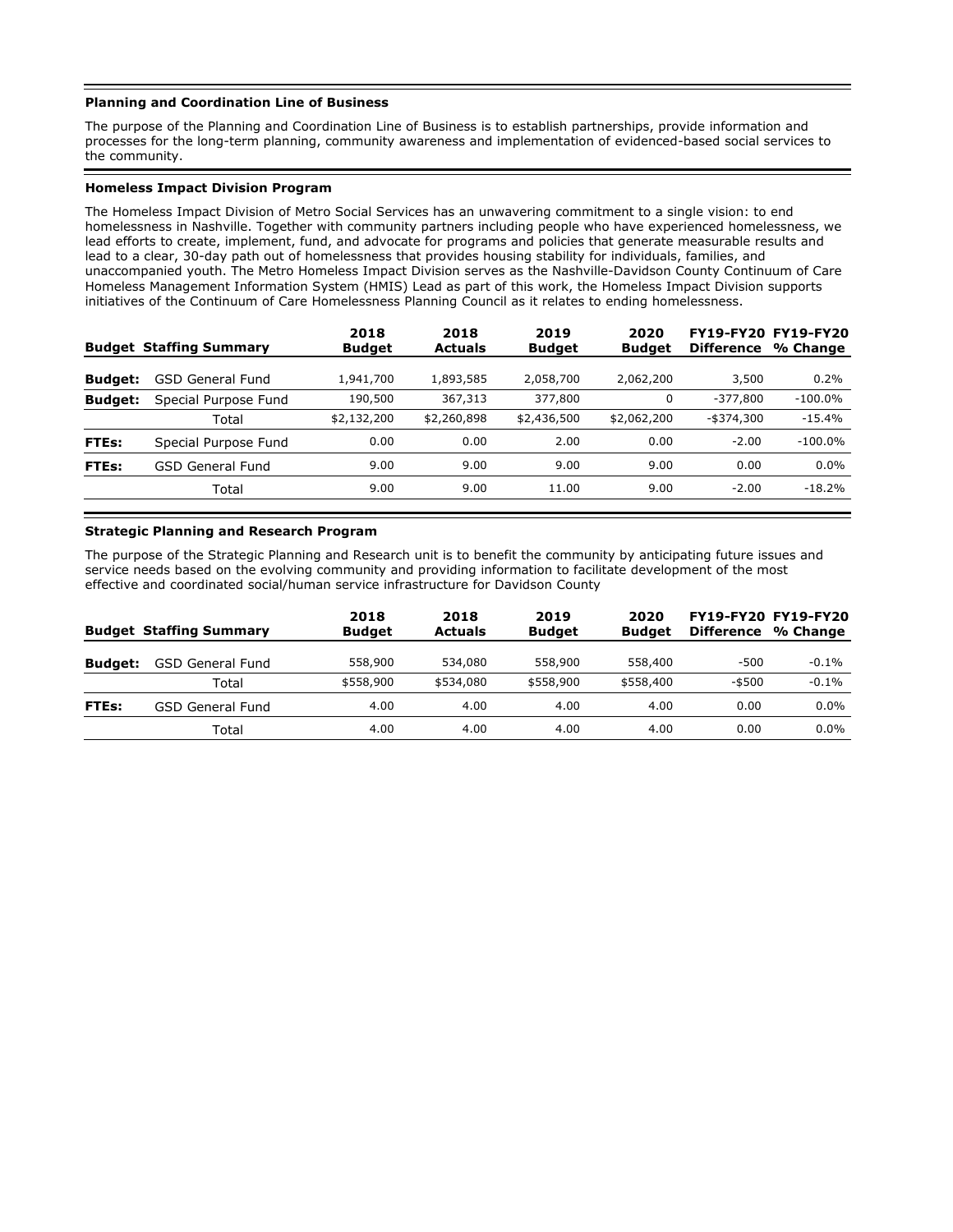## Planning and Coordination Line of Business

The purpose of the Planning and Coordination Line of Business is to establish partnerships, provide information and processes for the long-term planning, community awareness and implementation of evidenced-based social services to the community.

### Homeless Impact Division Program

The Homeless Impact Division of Metro Social Services has an unwavering commitment to a single vision: to end homelessness in Nashville. Together with community partners including people who have experienced homelessness, we lead efforts to create, implement, fund, and advocate for programs and policies that generate measurable results and lead to a clear, 30-day path out of homelessness that provides housing stability for individuals, families, and unaccompanied youth. The Metro Homeless Impact Division serves as the Nashville-Davidson County Continuum of Care Homeless Management Information System (HMIS) Lead as part of this work, the Homeless Impact Division supports initiatives of the Continuum of Care Homelessness Planning Council as it relates to ending homelessness.

| Budget | Staffing Summary | 2018 Budget | 2018 Actuals | 2019 Budget | 2020 Budget | FY19-FY20 Difference | FY19-FY20 % Change |
|---|---|---|---|---|---|---|---|
| Budget: | GSD General Fund | 1,941,700 | 1,893,585 | 2,058,700 | 2,062,200 | 3,500 | 0.2% |
| Budget: | Special Purpose Fund | 190,500 | 367,313 | 377,800 | 0 | -377,800 | -100.0% |
| | Total | $2,132,200 | $2,260,898 | $2,436,500 | $2,062,200 | -$374,300 | -15.4% |
| FTEs: | Special Purpose Fund | 0.00 | 0.00 | 2.00 | 0.00 | -2.00 | -100.0% |
| FTEs: | GSD General Fund | 9.00 | 9.00 | 9.00 | 9.00 | 0.00 | 0.0% |
| | Total | 9.00 | 9.00 | 11.00 | 9.00 | -2.00 | -18.2% |

### Strategic Planning and Research Program

The purpose of the Strategic Planning and Research unit is to benefit the community by anticipating future issues and service needs based on the evolving community and providing information to facilitate development of the most effective and coordinated social/human service infrastructure for Davidson County

| Budget | Staffing Summary | 2018 Budget | 2018 Actuals | 2019 Budget | 2020 Budget | FY19-FY20 Difference | FY19-FY20 % Change |
|---|---|---|---|---|---|---|---|
| Budget: | GSD General Fund | 558,900 | 534,080 | 558,900 | 558,400 | -500 | -0.1% |
| | Total | $558,900 | $534,080 | $558,900 | $558,400 | -$500 | -0.1% |
| FTEs: | GSD General Fund | 4.00 | 4.00 | 4.00 | 4.00 | 0.00 | 0.0% |
| | Total | 4.00 | 4.00 | 4.00 | 4.00 | 0.00 | 0.0% |